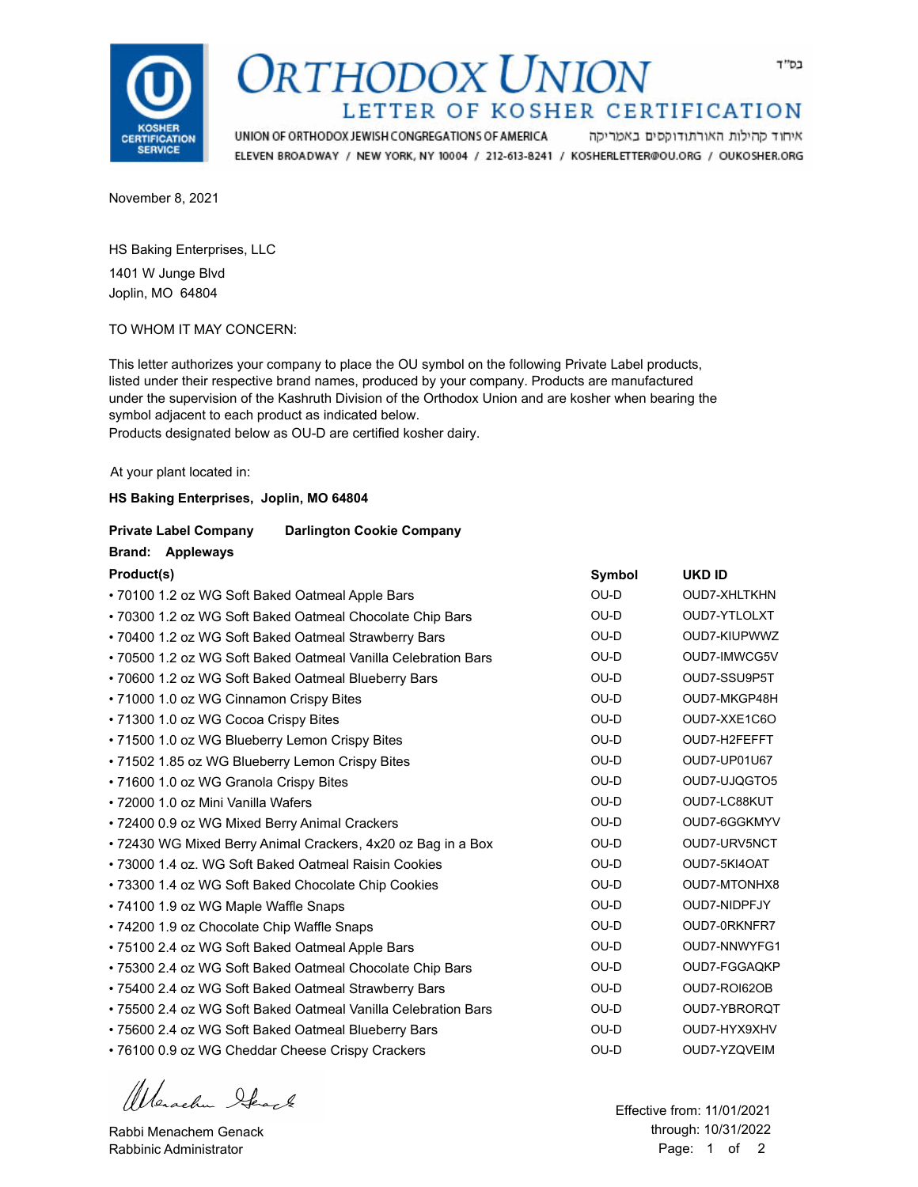# ORTHODOX UNION

## LETTER OF KOSHER CERTIFICATION

בס"ד

UNION OF ORTHODOX JEWISH CONGREGATIONS OF AMERICA איחוד קהילות האורתודוקסים באמריקה

ELEVEN BROADWAY / NEW YORK, NY 10004 / 212-613-8241 / KOSHERLETTER@OU.ORG / OUKOSHER.ORG

November 8, 2021

HS Baking Enterprises, LLC
1401 W Junge Blvd
Joplin, MO 64804

TO WHOM IT MAY CONCERN:

This letter authorizes your company to place the OU symbol on the following Private Label products, listed under their respective brand names, produced by your company. Products are manufactured under the supervision of the Kashruth Division of the Orthodox Union and are kosher when bearing the symbol adjacent to each product as indicated below.
Products designated below as OU-D are certified kosher dairy.

At your plant located in:

**HS Baking Enterprises, Joplin, MO 64804**

**Private Label Company** **Darlington Cookie Company**

**Brand:** **Appleways**

| Product(s) | Symbol | UKD ID |
|---|---|---|
| • 70100 1.2 oz WG Soft Baked Oatmeal Apple Bars | OU-D | OUD7-XHLTKHN |
| • 70300 1.2 oz WG Soft Baked Oatmeal Chocolate Chip Bars | OU-D | OUD7-YTLOLXT |
| • 70400 1.2 oz WG Soft Baked Oatmeal Strawberry Bars | OU-D | OUD7-KIUPWWZ |
| • 70500 1.2 oz WG Soft Baked Oatmeal Vanilla Celebration Bars | OU-D | OUD7-IMWCG5V |
| • 70600 1.2 oz WG Soft Baked Oatmeal Blueberry Bars | OU-D | OUD7-SSU9P5T |
| • 71000 1.0 oz WG Cinnamon Crispy Bites | OU-D | OUD7-MKGP48H |
| • 71300 1.0 oz WG Cocoa Crispy Bites | OU-D | OUD7-XXE1C6O |
| • 71500 1.0 oz WG Blueberry Lemon Crispy Bites | OU-D | OUD7-H2FEFFT |
| • 71502 1.85 oz WG Blueberry Lemon Crispy Bites | OU-D | OUD7-UP01U67 |
| • 71600 1.0 oz WG Granola Crispy Bites | OU-D | OUD7-UJQGTO5 |
| • 72000 1.0 oz Mini Vanilla Wafers | OU-D | OUD7-LC88KUT |
| • 72400 0.9 oz WG Mixed Berry Animal Crackers | OU-D | OUD7-6GGKMYV |
| • 72430 WG Mixed Berry Animal Crackers, 4x20 oz Bag in a Box | OU-D | OUD7-URV5NCT |
| • 73000 1.4 oz. WG Soft Baked Oatmeal Raisin Cookies | OU-D | OUD7-5KI4OAT |
| • 73300 1.4 oz WG Soft Baked Chocolate Chip Cookies | OU-D | OUD7-MTONHX8 |
| • 74100 1.9 oz WG Maple Waffle Snaps | OU-D | OUD7-NIDPFJY |
| • 74200 1.9 oz Chocolate Chip Waffle Snaps | OU-D | OUD7-0RKNFR7 |
| • 75100 2.4 oz WG Soft Baked Oatmeal Apple Bars | OU-D | OUD7-NNWYFG1 |
| • 75300 2.4 oz WG Soft Baked Oatmeal Chocolate Chip Bars | OU-D | OUD7-FGGAQKP |
| • 75400 2.4 oz WG Soft Baked Oatmeal Strawberry Bars | OU-D | OUD7-ROI62OB |
| • 75500 2.4 oz WG Soft Baked Oatmeal Vanilla Celebration Bars | OU-D | OUD7-YBRORQT |
| • 75600 2.4 oz WG Soft Baked Oatmeal Blueberry Bars | OU-D | OUD7-HYX9XHV |
| • 76100 0.9 oz WG Cheddar Cheese Crispy Crackers | OU-D | OUD7-YZQVEIM |

Rabbi Menachem Genack
Rabbinic Administrator

Effective from: 11/01/2021
through: 10/31/2022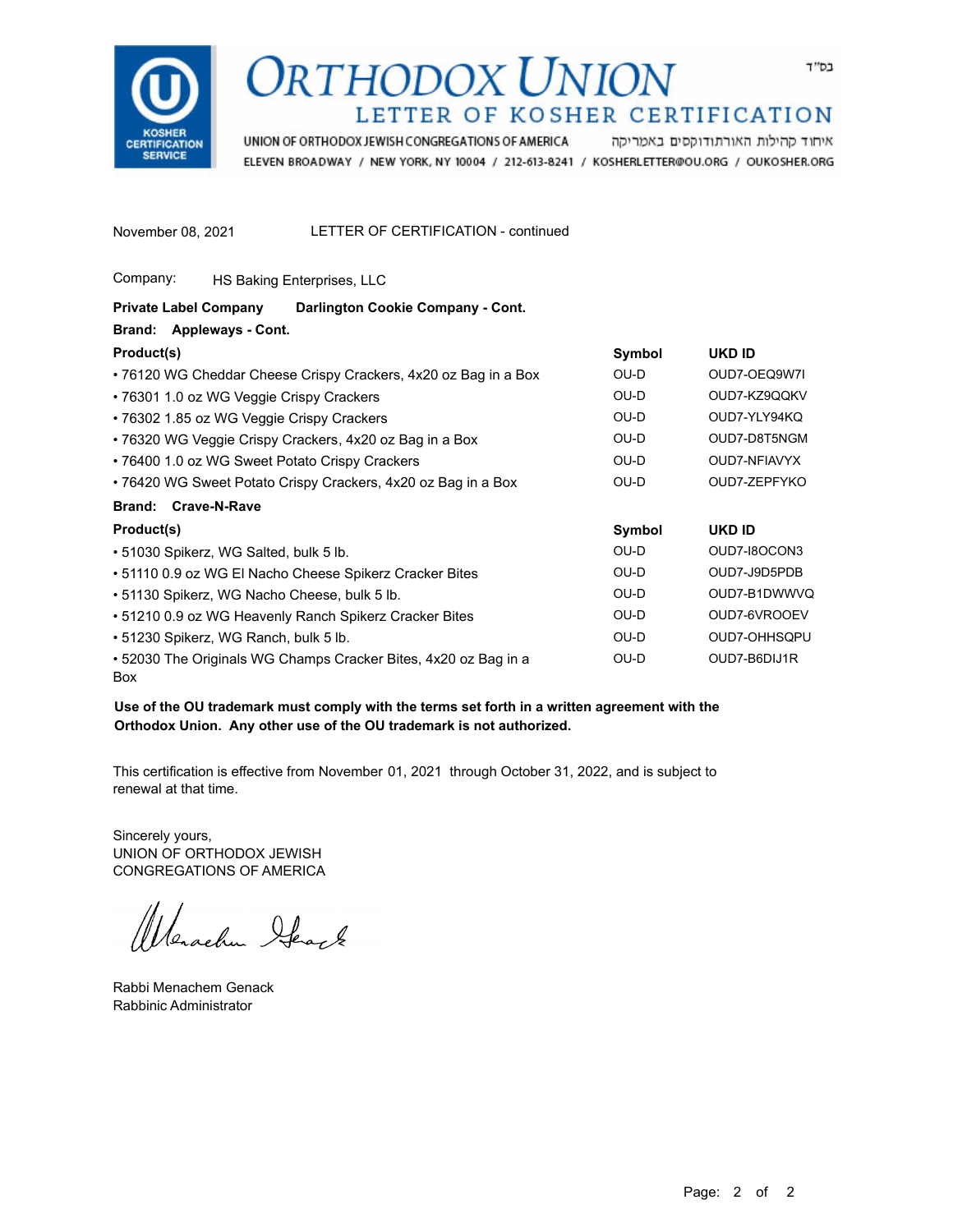# ORTHODOX UNION

## LETTER OF KOSHER CERTIFICATION

בס"ד

UNION OF ORTHODOX JEWISH CONGREGATIONS OF AMERICA איחוד קהילות האורתודוקסים באמריקה

ELEVEN BROADWAY / NEW YORK, NY 10004 / 212-613-8241 / KOSHERLETTER@OU.ORG / OUKOSHER.ORG

November 08, 2021 LETTER OF CERTIFICATION - continued

Company: HS Baking Enterprises, LLC

**Private Label Company** **Darlington Cookie Company - Cont.**

**Brand: Appleways - Cont.**

| **Product(s)** | **Symbol** | **UKD ID** |
|---|---|---|
| • 76120 WG Cheddar Cheese Crispy Crackers, 4x20 oz Bag in a Box | OU-D | OUD7-OEQ9W7I |
| • 76301 1.0 oz WG Veggie Crispy Crackers | OU-D | OUD7-KZ9QQKV |
| • 76302 1.85 oz WG Veggie Crispy Crackers | OU-D | OUD7-YLY94KQ |
| • 76320 WG Veggie Crispy Crackers, 4x20 oz Bag in a Box | OU-D | OUD7-D8T5NGM |
| • 76400 1.0 oz WG Sweet Potato Crispy Crackers | OU-D | OUD7-NFIAVYX |
| • 76420 WG Sweet Potato Crispy Crackers, 4x20 oz Bag in a Box | OU-D | OUD7-ZEPFYKO |

**Brand: Crave-N-Rave**

| **Product(s)** | **Symbol** | **UKD ID** |
|---|---|---|
| • 51030 Spikerz, WG Salted, bulk 5 lb. | OU-D | OUD7-I8OCON3 |
| • 51110 0.9 oz WG El Nacho Cheese Spikerz Cracker Bites | OU-D | OUD7-J9D5PDB |
| • 51130 Spikerz, WG Nacho Cheese, bulk 5 lb. | OU-D | OUD7-B1DWWVQ |
| • 51210 0.9 oz WG Heavenly Ranch Spikerz Cracker Bites | OU-D | OUD7-6VROOEV |
| • 51230 Spikerz, WG Ranch, bulk 5 lb. | OU-D | OUD7-OHHSQPU |
| • 52030 The Originals WG Champs Cracker Bites, 4x20 oz Bag in a Box | OU-D | OUD7-B6DIJ1R |

**Use of the OU trademark must comply with the terms set forth in a written agreement with the Orthodox Union. Any other use of the OU trademark is not authorized.**

This certification is effective from November 01, 2021 through October 31, 2022, and is subject to renewal at that time.

Sincerely yours,
UNION OF ORTHODOX JEWISH
CONGREGATIONS OF AMERICA

Rabbi Menachem Genack
Rabbinic Administrator